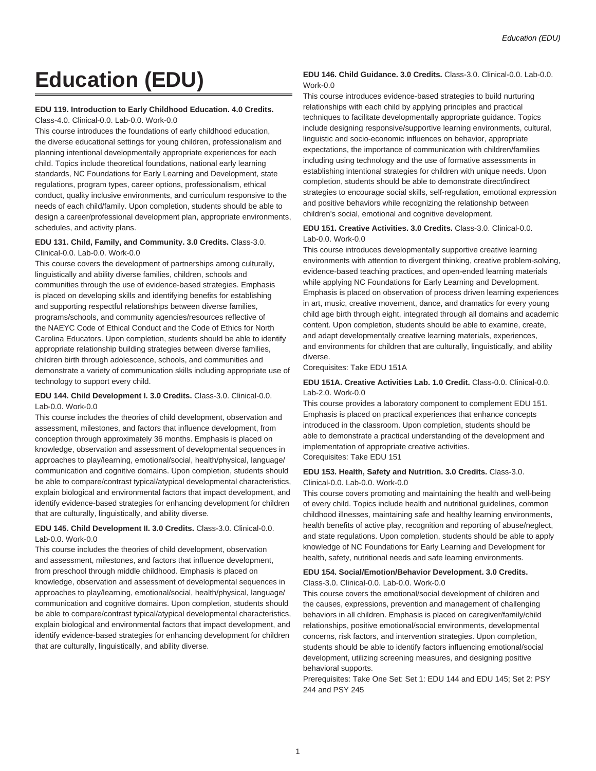# Education (EDU)

**EDU 119. Introduction to Early Childhood Education. 4.0 Credits.**
Class-4.0. Clinical-0.0. Lab-0.0. Work-0.0

This course introduces the foundations of early childhood education, the diverse educational settings for young children, professionalism and planning intentional developmentally appropriate experiences for each child. Topics include theoretical foundations, national early learning standards, NC Foundations for Early Learning and Development, state regulations, program types, career options, professionalism, ethical conduct, quality inclusive environments, and curriculum responsive to the needs of each child/family. Upon completion, students should be able to design a career/professional development plan, appropriate environments, schedules, and activity plans.

**EDU 131. Child, Family, and Community. 3.0 Credits.** Class-3.0. Clinical-0.0. Lab-0.0. Work-0.0

This course covers the development of partnerships among culturally, linguistically and ability diverse families, children, schools and communities through the use of evidence-based strategies. Emphasis is placed on developing skills and identifying benefits for establishing and supporting respectful relationships between diverse families, programs/schools, and community agencies/resources reflective of the NAEYC Code of Ethical Conduct and the Code of Ethics for North Carolina Educators. Upon completion, students should be able to identify appropriate relationship building strategies between diverse families, children birth through adolescence, schools, and communities and demonstrate a variety of communication skills including appropriate use of technology to support every child.

**EDU 144. Child Development I. 3.0 Credits.** Class-3.0. Clinical-0.0. Lab-0.0. Work-0.0

This course includes the theories of child development, observation and assessment, milestones, and factors that influence development, from conception through approximately 36 months. Emphasis is placed on knowledge, observation and assessment of developmental sequences in approaches to play/learning, emotional/social, health/physical, language/communication and cognitive domains. Upon completion, students should be able to compare/contrast typical/atypical developmental characteristics, explain biological and environmental factors that impact development, and identify evidence-based strategies for enhancing development for children that are culturally, linguistically, and ability diverse.

**EDU 145. Child Development II. 3.0 Credits.** Class-3.0. Clinical-0.0. Lab-0.0. Work-0.0

This course includes the theories of child development, observation and assessment, milestones, and factors that influence development, from preschool through middle childhood. Emphasis is placed on knowledge, observation and assessment of developmental sequences in approaches to play/learning, emotional/social, health/physical, language/communication and cognitive domains. Upon completion, students should be able to compare/contrast typical/atypical developmental characteristics, explain biological and environmental factors that impact development, and identify evidence-based strategies for enhancing development for children that are culturally, linguistically, and ability diverse.

**EDU 146. Child Guidance. 3.0 Credits.** Class-3.0. Clinical-0.0. Lab-0.0. Work-0.0

This course introduces evidence-based strategies to build nurturing relationships with each child by applying principles and practical techniques to facilitate developmentally appropriate guidance. Topics include designing responsive/supportive learning environments, cultural, linguistic and socio-economic influences on behavior, appropriate expectations, the importance of communication with children/families including using technology and the use of formative assessments in establishing intentional strategies for children with unique needs. Upon completion, students should be able to demonstrate direct/indirect strategies to encourage social skills, self-regulation, emotional expression and positive behaviors while recognizing the relationship between children's social, emotional and cognitive development.

**EDU 151. Creative Activities. 3.0 Credits.** Class-3.0. Clinical-0.0. Lab-0.0. Work-0.0

This course introduces developmentally supportive creative learning environments with attention to divergent thinking, creative problem-solving, evidence-based teaching practices, and open-ended learning materials while applying NC Foundations for Early Learning and Development. Emphasis is placed on observation of process driven learning experiences in art, music, creative movement, dance, and dramatics for every young child age birth through eight, integrated through all domains and academic content. Upon completion, students should be able to examine, create, and adapt developmentally creative learning materials, experiences, and environments for children that are culturally, linguistically, and ability diverse.

Corequisites: Take EDU 151A

**EDU 151A. Creative Activities Lab. 1.0 Credit.** Class-0.0. Clinical-0.0. Lab-2.0. Work-0.0

This course provides a laboratory component to complement EDU 151. Emphasis is placed on practical experiences that enhance concepts introduced in the classroom. Upon completion, students should be able to demonstrate a practical understanding of the development and implementation of appropriate creative activities.

Corequisites: Take EDU 151

**EDU 153. Health, Safety and Nutrition. 3.0 Credits.** Class-3.0. Clinical-0.0. Lab-0.0. Work-0.0

This course covers promoting and maintaining the health and well-being of every child. Topics include health and nutritional guidelines, common childhood illnesses, maintaining safe and healthy learning environments, health benefits of active play, recognition and reporting of abuse/neglect, and state regulations. Upon completion, students should be able to apply knowledge of NC Foundations for Early Learning and Development for health, safety, nutritional needs and safe learning environments.

**EDU 154. Social/Emotion/Behavior Development. 3.0 Credits.**
Class-3.0. Clinical-0.0. Lab-0.0. Work-0.0

This course covers the emotional/social development of children and the causes, expressions, prevention and management of challenging behaviors in all children. Emphasis is placed on caregiver/family/child relationships, positive emotional/social environments, developmental concerns, risk factors, and intervention strategies. Upon completion, students should be able to identify factors influencing emotional/social development, utilizing screening measures, and designing positive behavioral supports.

Prerequisites: Take One Set: Set 1: EDU 144 and EDU 145; Set 2: PSY 244 and PSY 245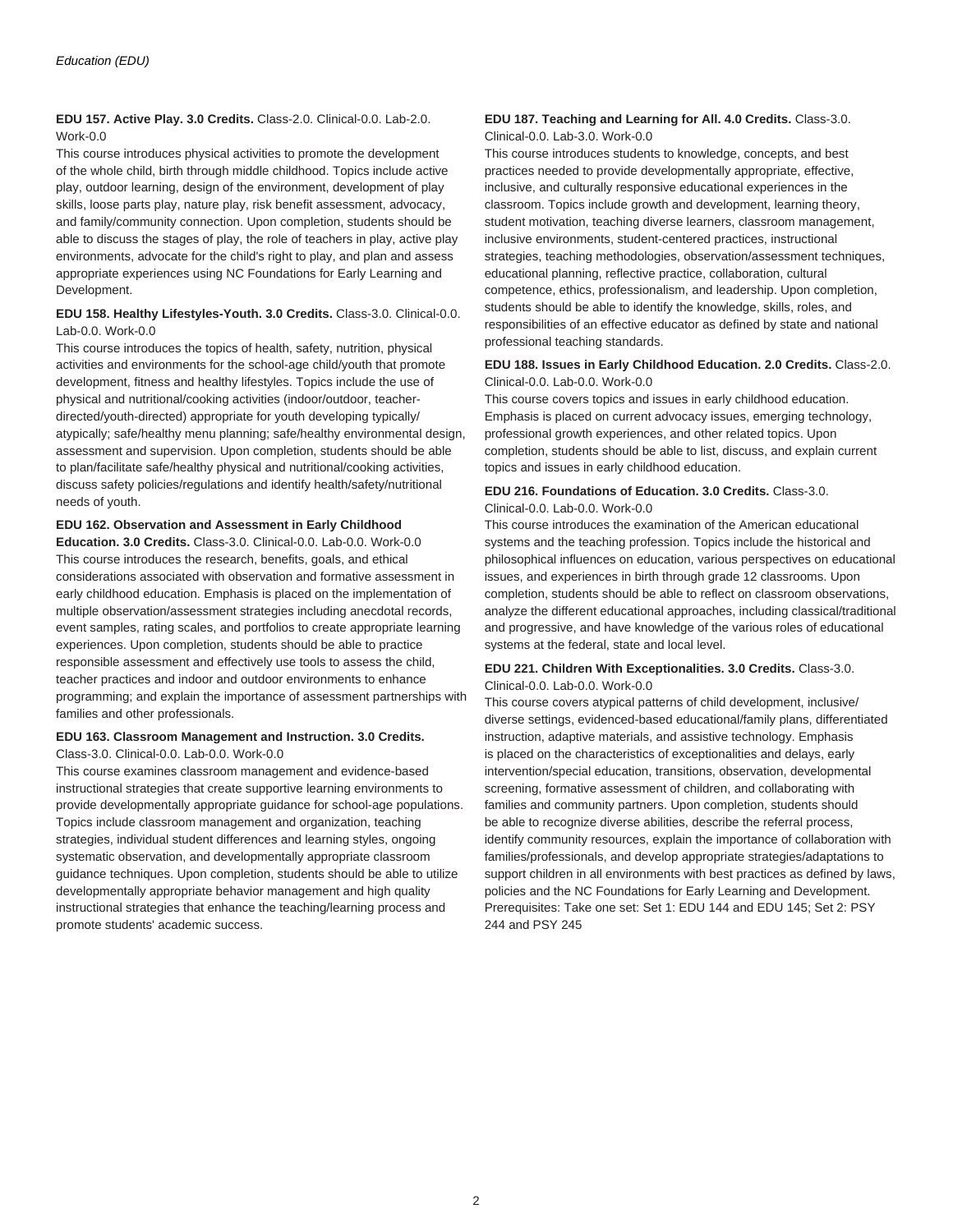**EDU 157. Active Play. 3.0 Credits.** Class-2.0. Clinical-0.0. Lab-2.0. Work-0.0

This course introduces physical activities to promote the development of the whole child, birth through middle childhood. Topics include active play, outdoor learning, design of the environment, development of play skills, loose parts play, nature play, risk benefit assessment, advocacy, and family/community connection. Upon completion, students should be able to discuss the stages of play, the role of teachers in play, active play environments, advocate for the child's right to play, and plan and assess appropriate experiences using NC Foundations for Early Learning and Development.

**EDU 158. Healthy Lifestyles-Youth. 3.0 Credits.** Class-3.0. Clinical-0.0. Lab-0.0. Work-0.0

This course introduces the topics of health, safety, nutrition, physical activities and environments for the school-age child/youth that promote development, fitness and healthy lifestyles. Topics include the use of physical and nutritional/cooking activities (indoor/outdoor, teacher-directed/youth-directed) appropriate for youth developing typically/atypically; safe/healthy menu planning; safe/healthy environmental design, assessment and supervision. Upon completion, students should be able to plan/facilitate safe/healthy physical and nutritional/cooking activities, discuss safety policies/regulations and identify health/safety/nutritional needs of youth.

**EDU 162. Observation and Assessment in Early Childhood Education. 3.0 Credits.** Class-3.0. Clinical-0.0. Lab-0.0. Work-0.0

This course introduces the research, benefits, goals, and ethical considerations associated with observation and formative assessment in early childhood education. Emphasis is placed on the implementation of multiple observation/assessment strategies including anecdotal records, event samples, rating scales, and portfolios to create appropriate learning experiences. Upon completion, students should be able to practice responsible assessment and effectively use tools to assess the child, teacher practices and indoor and outdoor environments to enhance programming; and explain the importance of assessment partnerships with families and other professionals.

**EDU 163. Classroom Management and Instruction. 3.0 Credits.** Class-3.0. Clinical-0.0. Lab-0.0. Work-0.0

This course examines classroom management and evidence-based instructional strategies that create supportive learning environments to provide developmentally appropriate guidance for school-age populations. Topics include classroom management and organization, teaching strategies, individual student differences and learning styles, ongoing systematic observation, and developmentally appropriate classroom guidance techniques. Upon completion, students should be able to utilize developmentally appropriate behavior management and high quality instructional strategies that enhance the teaching/learning process and promote students' academic success.

**EDU 187. Teaching and Learning for All. 4.0 Credits.** Class-3.0. Clinical-0.0. Lab-3.0. Work-0.0

This course introduces students to knowledge, concepts, and best practices needed to provide developmentally appropriate, effective, inclusive, and culturally responsive educational experiences in the classroom. Topics include growth and development, learning theory, student motivation, teaching diverse learners, classroom management, inclusive environments, student-centered practices, instructional strategies, teaching methodologies, observation/assessment techniques, educational planning, reflective practice, collaboration, cultural competence, ethics, professionalism, and leadership. Upon completion, students should be able to identify the knowledge, skills, roles, and responsibilities of an effective educator as defined by state and national professional teaching standards.

**EDU 188. Issues in Early Childhood Education. 2.0 Credits.** Class-2.0. Clinical-0.0. Lab-0.0. Work-0.0

This course covers topics and issues in early childhood education. Emphasis is placed on current advocacy issues, emerging technology, professional growth experiences, and other related topics. Upon completion, students should be able to list, discuss, and explain current topics and issues in early childhood education.

**EDU 216. Foundations of Education. 3.0 Credits.** Class-3.0. Clinical-0.0. Lab-0.0. Work-0.0

This course introduces the examination of the American educational systems and the teaching profession. Topics include the historical and philosophical influences on education, various perspectives on educational issues, and experiences in birth through grade 12 classrooms. Upon completion, students should be able to reflect on classroom observations, analyze the different educational approaches, including classical/traditional and progressive, and have knowledge of the various roles of educational systems at the federal, state and local level.

**EDU 221. Children With Exceptionalities. 3.0 Credits.** Class-3.0. Clinical-0.0. Lab-0.0. Work-0.0

This course covers atypical patterns of child development, inclusive/diverse settings, evidenced-based educational/family plans, differentiated instruction, adaptive materials, and assistive technology. Emphasis is placed on the characteristics of exceptionalities and delays, early intervention/special education, transitions, observation, developmental screening, formative assessment of children, and collaborating with families and community partners. Upon completion, students should be able to recognize diverse abilities, describe the referral process, identify community resources, explain the importance of collaboration with families/professionals, and develop appropriate strategies/adaptations to support children in all environments with best practices as defined by laws, policies and the NC Foundations for Early Learning and Development.
Prerequisites: Take one set: Set 1: EDU 144 and EDU 145; Set 2: PSY 244 and PSY 245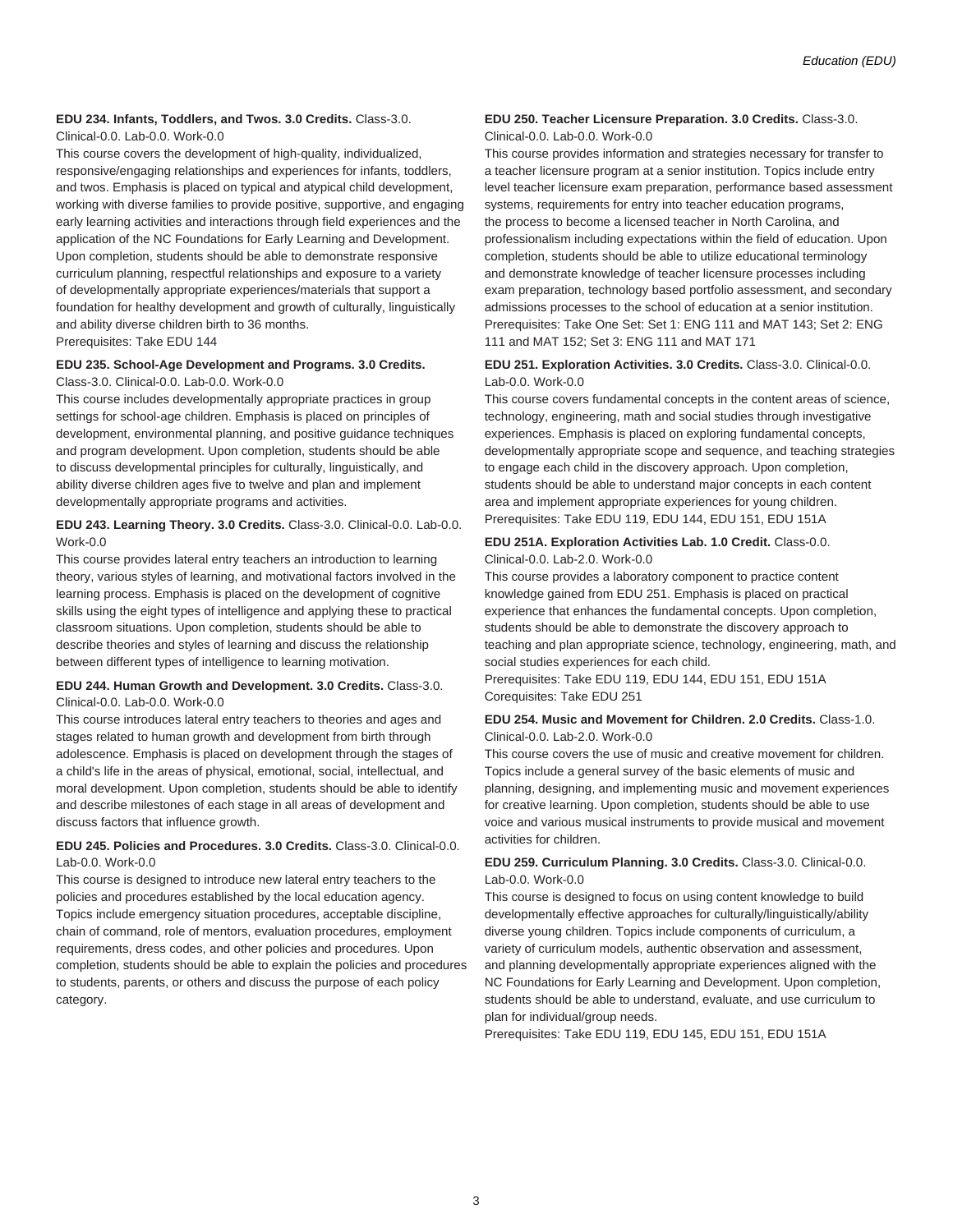**EDU 234. Infants, Toddlers, and Twos. 3.0 Credits.** Class-3.0. Clinical-0.0. Lab-0.0. Work-0.0

This course covers the development of high-quality, individualized, responsive/engaging relationships and experiences for infants, toddlers, and twos. Emphasis is placed on typical and atypical child development, working with diverse families to provide positive, supportive, and engaging early learning activities and interactions through field experiences and the application of the NC Foundations for Early Learning and Development. Upon completion, students should be able to demonstrate responsive curriculum planning, respectful relationships and exposure to a variety of developmentally appropriate experiences/materials that support a foundation for healthy development and growth of culturally, linguistically and ability diverse children birth to 36 months.

Prerequisites: Take EDU 144

**EDU 235. School-Age Development and Programs. 3.0 Credits.** Class-3.0. Clinical-0.0. Lab-0.0. Work-0.0

This course includes developmentally appropriate practices in group settings for school-age children. Emphasis is placed on principles of development, environmental planning, and positive guidance techniques and program development. Upon completion, students should be able to discuss developmental principles for culturally, linguistically, and ability diverse children ages five to twelve and plan and implement developmentally appropriate programs and activities.

**EDU 243. Learning Theory. 3.0 Credits.** Class-3.0. Clinical-0.0. Lab-0.0. Work-0.0

This course provides lateral entry teachers an introduction to learning theory, various styles of learning, and motivational factors involved in the learning process. Emphasis is placed on the development of cognitive skills using the eight types of intelligence and applying these to practical classroom situations. Upon completion, students should be able to describe theories and styles of learning and discuss the relationship between different types of intelligence to learning motivation.

**EDU 244. Human Growth and Development. 3.0 Credits.** Class-3.0. Clinical-0.0. Lab-0.0. Work-0.0

This course introduces lateral entry teachers to theories and ages and stages related to human growth and development from birth through adolescence. Emphasis is placed on development through the stages of a child's life in the areas of physical, emotional, social, intellectual, and moral development. Upon completion, students should be able to identify and describe milestones of each stage in all areas of development and discuss factors that influence growth.

**EDU 245. Policies and Procedures. 3.0 Credits.** Class-3.0. Clinical-0.0. Lab-0.0. Work-0.0

This course is designed to introduce new lateral entry teachers to the policies and procedures established by the local education agency. Topics include emergency situation procedures, acceptable discipline, chain of command, role of mentors, evaluation procedures, employment requirements, dress codes, and other policies and procedures. Upon completion, students should be able to explain the policies and procedures to students, parents, or others and discuss the purpose of each policy category.

**EDU 250. Teacher Licensure Preparation. 3.0 Credits.** Class-3.0. Clinical-0.0. Lab-0.0. Work-0.0

This course provides information and strategies necessary for transfer to a teacher licensure program at a senior institution. Topics include entry level teacher licensure exam preparation, performance based assessment systems, requirements for entry into teacher education programs, the process to become a licensed teacher in North Carolina, and professionalism including expectations within the field of education. Upon completion, students should be able to utilize educational terminology and demonstrate knowledge of teacher licensure processes including exam preparation, technology based portfolio assessment, and secondary admissions processes to the school of education at a senior institution.

Prerequisites: Take One Set: Set 1: ENG 111 and MAT 143; Set 2: ENG 111 and MAT 152; Set 3: ENG 111 and MAT 171

**EDU 251. Exploration Activities. 3.0 Credits.** Class-3.0. Clinical-0.0. Lab-0.0. Work-0.0

This course covers fundamental concepts in the content areas of science, technology, engineering, math and social studies through investigative experiences. Emphasis is placed on exploring fundamental concepts, developmentally appropriate scope and sequence, and teaching strategies to engage each child in the discovery approach. Upon completion, students should be able to understand major concepts in each content area and implement appropriate experiences for young children.

Prerequisites: Take EDU 119, EDU 144, EDU 151, EDU 151A

**EDU 251A. Exploration Activities Lab. 1.0 Credit.** Class-0.0. Clinical-0.0. Lab-2.0. Work-0.0

This course provides a laboratory component to practice content knowledge gained from EDU 251. Emphasis is placed on practical experience that enhances the fundamental concepts. Upon completion, students should be able to demonstrate the discovery approach to teaching and plan appropriate science, technology, engineering, math, and social studies experiences for each child.

Prerequisites: Take EDU 119, EDU 144, EDU 151, EDU 151A

Corequisites: Take EDU 251

**EDU 254. Music and Movement for Children. 2.0 Credits.** Class-1.0. Clinical-0.0. Lab-2.0. Work-0.0

This course covers the use of music and creative movement for children. Topics include a general survey of the basic elements of music and planning, designing, and implementing music and movement experiences for creative learning. Upon completion, students should be able to use voice and various musical instruments to provide musical and movement activities for children.

**EDU 259. Curriculum Planning. 3.0 Credits.** Class-3.0. Clinical-0.0. Lab-0.0. Work-0.0

This course is designed to focus on using content knowledge to build developmentally effective approaches for culturally/linguistically/ability diverse young children. Topics include components of curriculum, a variety of curriculum models, authentic observation and assessment, and planning developmentally appropriate experiences aligned with the NC Foundations for Early Learning and Development. Upon completion, students should be able to understand, evaluate, and use curriculum to plan for individual/group needs.

Prerequisites: Take EDU 119, EDU 145, EDU 151, EDU 151A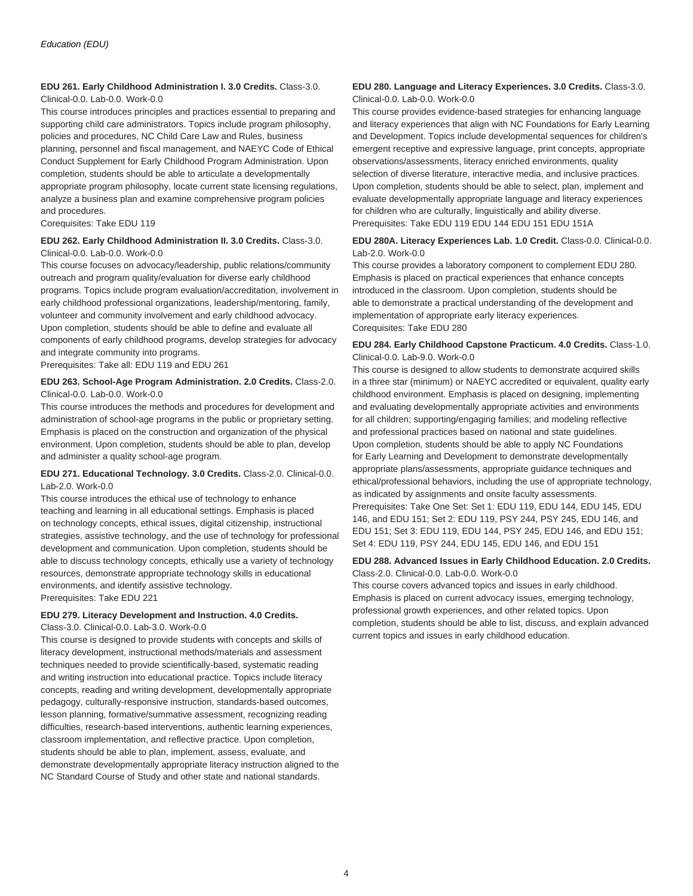**EDU 261. Early Childhood Administration I. 3.0 Credits.** Class-3.0. Clinical-0.0. Lab-0.0. Work-0.0

This course introduces principles and practices essential to preparing and supporting child care administrators. Topics include program philosophy, policies and procedures, NC Child Care Law and Rules, business planning, personnel and fiscal management, and NAEYC Code of Ethical Conduct Supplement for Early Childhood Program Administration. Upon completion, students should be able to articulate a developmentally appropriate program philosophy, locate current state licensing regulations, analyze a business plan and examine comprehensive program policies and procedures.

Corequisites: Take EDU 119

**EDU 262. Early Childhood Administration II. 3.0 Credits.** Class-3.0. Clinical-0.0. Lab-0.0. Work-0.0

This course focuses on advocacy/leadership, public relations/community outreach and program quality/evaluation for diverse early childhood programs. Topics include program evaluation/accreditation, involvement in early childhood professional organizations, leadership/mentoring, family, volunteer and community involvement and early childhood advocacy. Upon completion, students should be able to define and evaluate all components of early childhood programs, develop strategies for advocacy and integrate community into programs.

Prerequisites: Take all: EDU 119 and EDU 261

**EDU 263. School-Age Program Administration. 2.0 Credits.** Class-2.0. Clinical-0.0. Lab-0.0. Work-0.0

This course introduces the methods and procedures for development and administration of school-age programs in the public or proprietary setting. Emphasis is placed on the construction and organization of the physical environment. Upon completion, students should be able to plan, develop and administer a quality school-age program.

**EDU 271. Educational Technology. 3.0 Credits.** Class-2.0. Clinical-0.0. Lab-2.0. Work-0.0

This course introduces the ethical use of technology to enhance teaching and learning in all educational settings. Emphasis is placed on technology concepts, ethical issues, digital citizenship, instructional strategies, assistive technology, and the use of technology for professional development and communication. Upon completion, students should be able to discuss technology concepts, ethically use a variety of technology resources, demonstrate appropriate technology skills in educational environments, and identify assistive technology.

Prerequisites: Take EDU 221

**EDU 279. Literacy Development and Instruction. 4.0 Credits.** Class-3.0. Clinical-0.0. Lab-3.0. Work-0.0

This course is designed to provide students with concepts and skills of literacy development, instructional methods/materials and assessment techniques needed to provide scientifically-based, systematic reading and writing instruction into educational practice. Topics include literacy concepts, reading and writing development, developmentally appropriate pedagogy, culturally-responsive instruction, standards-based outcomes, lesson planning, formative/summative assessment, recognizing reading difficulties, research-based interventions, authentic learning experiences, classroom implementation, and reflective practice. Upon completion, students should be able to plan, implement, assess, evaluate, and demonstrate developmentally appropriate literacy instruction aligned to the NC Standard Course of Study and other state and national standards.

**EDU 280. Language and Literacy Experiences. 3.0 Credits.** Class-3.0. Clinical-0.0. Lab-0.0. Work-0.0

This course provides evidence-based strategies for enhancing language and literacy experiences that align with NC Foundations for Early Learning and Development. Topics include developmental sequences for children's emergent receptive and expressive language, print concepts, appropriate observations/assessments, literacy enriched environments, quality selection of diverse literature, interactive media, and inclusive practices. Upon completion, students should be able to select, plan, implement and evaluate developmentally appropriate language and literacy experiences for children who are culturally, linguistically and ability diverse.

Prerequisites: Take EDU 119 EDU 144 EDU 151 EDU 151A

**EDU 280A. Literacy Experiences Lab. 1.0 Credit.** Class-0.0. Clinical-0.0. Lab-2.0. Work-0.0

This course provides a laboratory component to complement EDU 280. Emphasis is placed on practical experiences that enhance concepts introduced in the classroom. Upon completion, students should be able to demonstrate a practical understanding of the development and implementation of appropriate early literacy experiences.

Corequisites: Take EDU 280

**EDU 284. Early Childhood Capstone Practicum. 4.0 Credits.** Class-1.0. Clinical-0.0. Lab-9.0. Work-0.0

This course is designed to allow students to demonstrate acquired skills in a three star (minimum) or NAEYC accredited or equivalent, quality early childhood environment. Emphasis is placed on designing, implementing and evaluating developmentally appropriate activities and environments for all children; supporting/engaging families; and modeling reflective and professional practices based on national and state guidelines. Upon completion, students should be able to apply NC Foundations for Early Learning and Development to demonstrate developmentally appropriate plans/assessments, appropriate guidance techniques and ethical/professional behaviors, including the use of appropriate technology, as indicated by assignments and onsite faculty assessments.

Prerequisites: Take One Set: Set 1: EDU 119, EDU 144, EDU 145, EDU 146, and EDU 151; Set 2: EDU 119, PSY 244, PSY 245, EDU 146, and EDU 151; Set 3: EDU 119, EDU 144, PSY 245, EDU 146, and EDU 151; Set 4: EDU 119, PSY 244, EDU 145, EDU 146, and EDU 151

**EDU 288. Advanced Issues in Early Childhood Education. 2.0 Credits.** Class-2.0. Clinical-0.0. Lab-0.0. Work-0.0

This course covers advanced topics and issues in early childhood. Emphasis is placed on current advocacy issues, emerging technology, professional growth experiences, and other related topics. Upon completion, students should be able to list, discuss, and explain advanced current topics and issues in early childhood education.